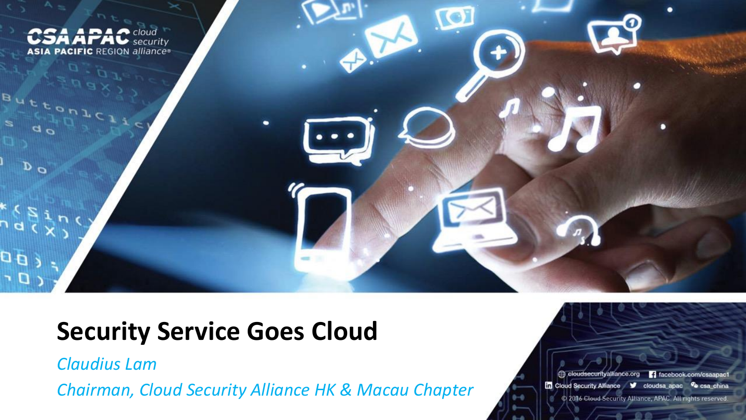# Security Service Goes Cloud

*Claudius Lam*

*Chairman, Cloud Security Alliance HK & Macau Chapter*

cloudsecurityalliance.org | facebook.com/csaapac1 | Cloud Security Alliance | cloudsa_apac | csa_china

© 2016 Cloud Security Alliance, APAC. All rights reserved.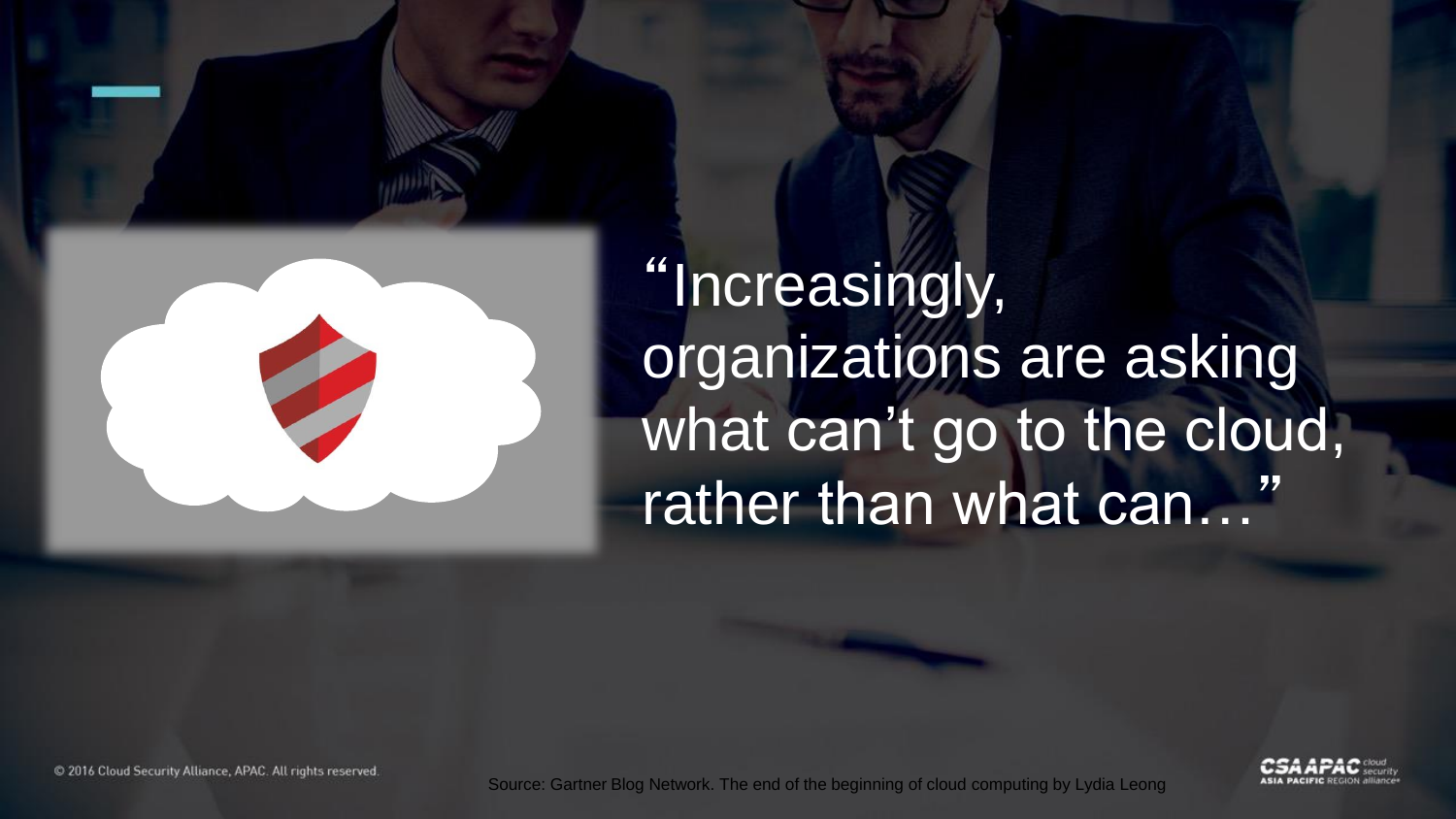"Increasingly, organizations are asking what can't go to the cloud, rather than what can…"

Source: Gartner Blog Network. The end of the beginning of cloud computing by Lydia Leong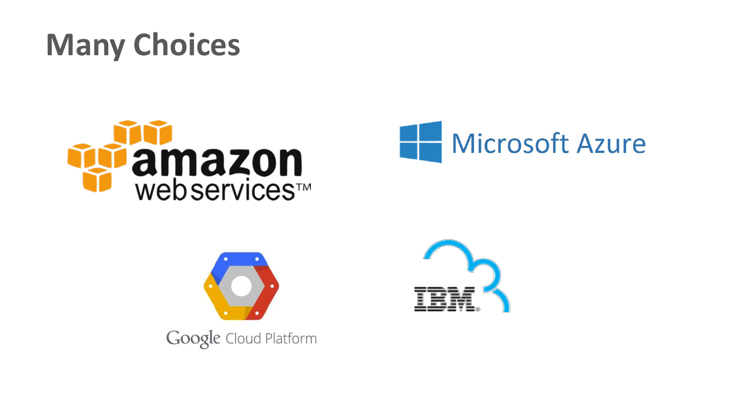# Many Choices

amazon web services™

Microsoft Azure

Google Cloud Platform

IBM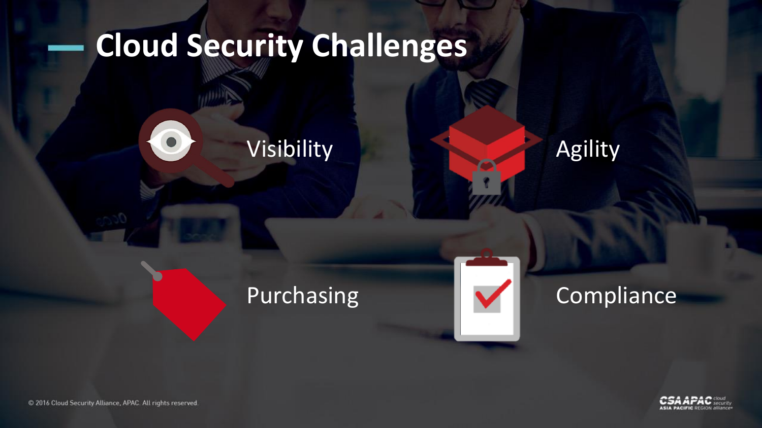# Cloud Security Challenges

- Visibility
- Agility
- Purchasing
- Compliance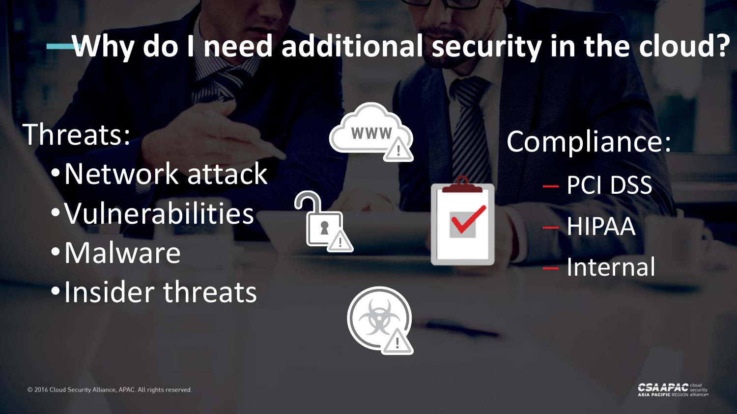# Why do I need additional security in the cloud?

Threats:

- Network attack
- Vulnerabilities
- Malware
- Insider threats

Compliance:

- PCI DSS
- HIPAA
- Internal

© 2016 Cloud Security Alliance, APAC. All rights reserved.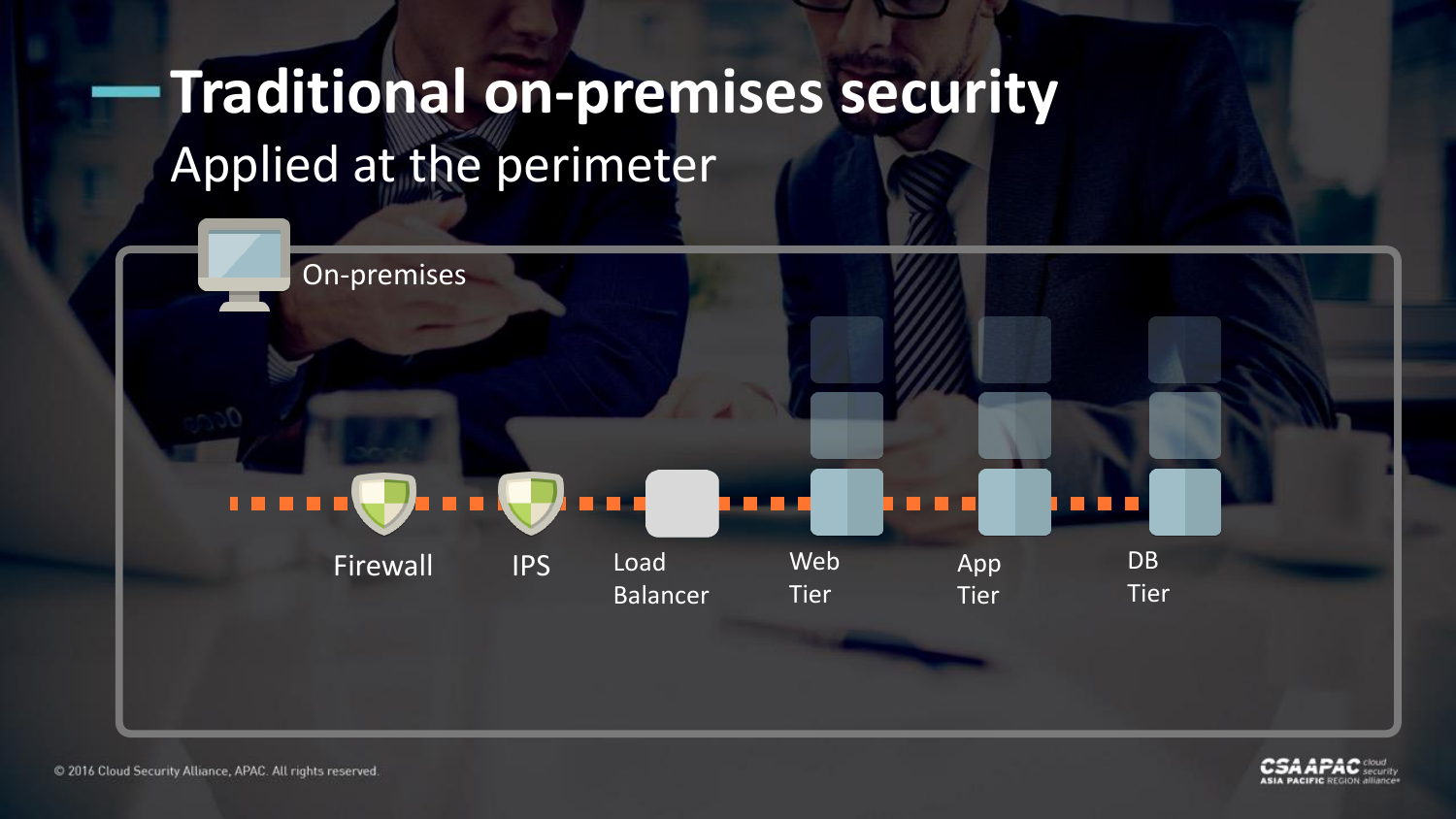# Traditional on-premises security

## Applied at the perimeter

On-premises

Firewall

IPS

Load Balancer

Web Tier

App Tier

DB Tier

© 2016 Cloud Security Alliance, APAC. All rights reserved.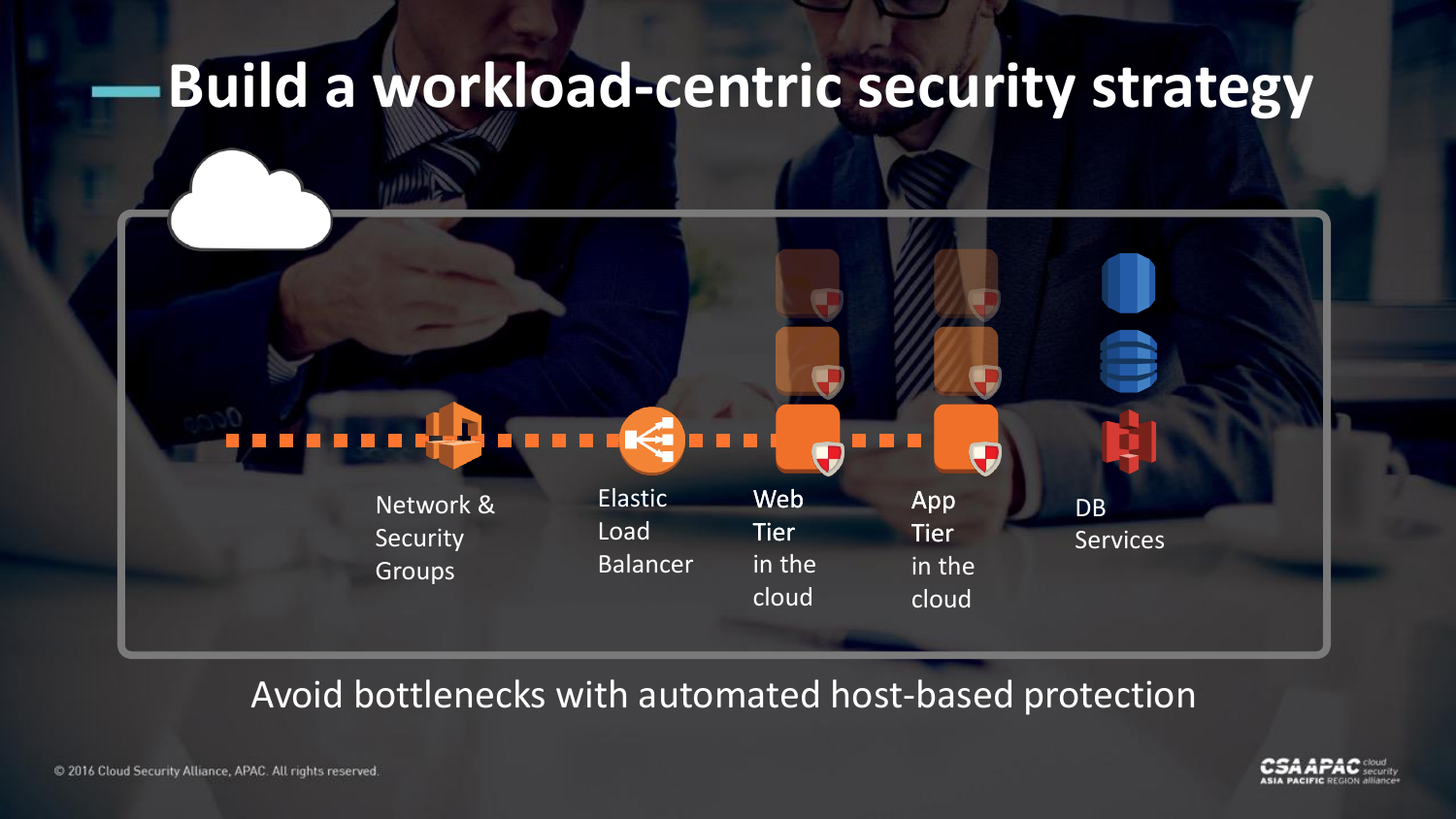# Build a workload-centric security strategy

Network & Security Groups

Elastic Load Balancer

Web Tier in the cloud

App Tier in the cloud

DB Services

Avoid bottlenecks with automated host-based protection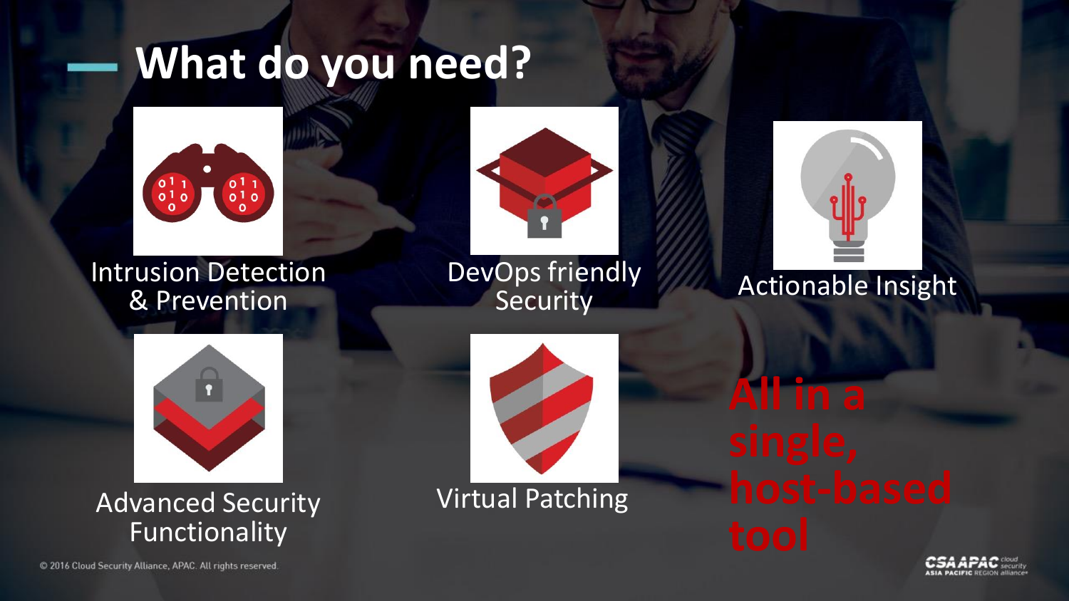# What do you need?

- Intrusion Detection & Prevention
- DevOps friendly Security
- Actionable Insight
- Advanced Security Functionality
- Virtual Patching

**All in a single, host-based tool**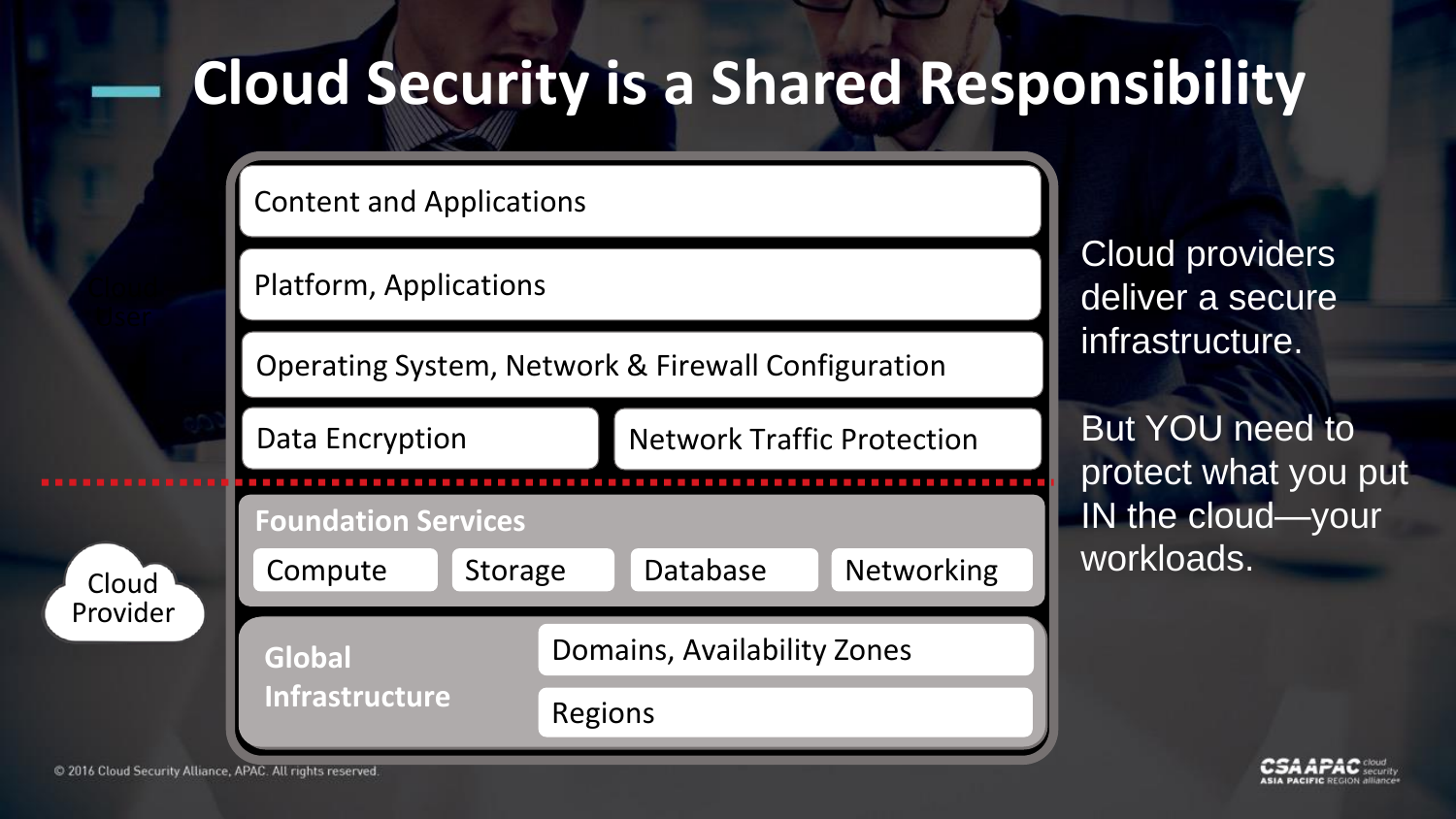# Cloud Security is a Shared Responsibility

- Content and Applications
- Platform, Applications
- Operating System, Network & Firewall Configuration
- Data Encryption
- Network Traffic Protection

---

Cloud Provider

**Foundation Services**

- Compute
- Storage
- Database
- Networking

**Global Infrastructure**

- Domains, Availability Zones
- Regions

Cloud providers deliver a secure infrastructure.

But YOU need to protect what you put IN the cloud—your workloads.

© 2016 Cloud Security Alliance, APAC. All rights reserved.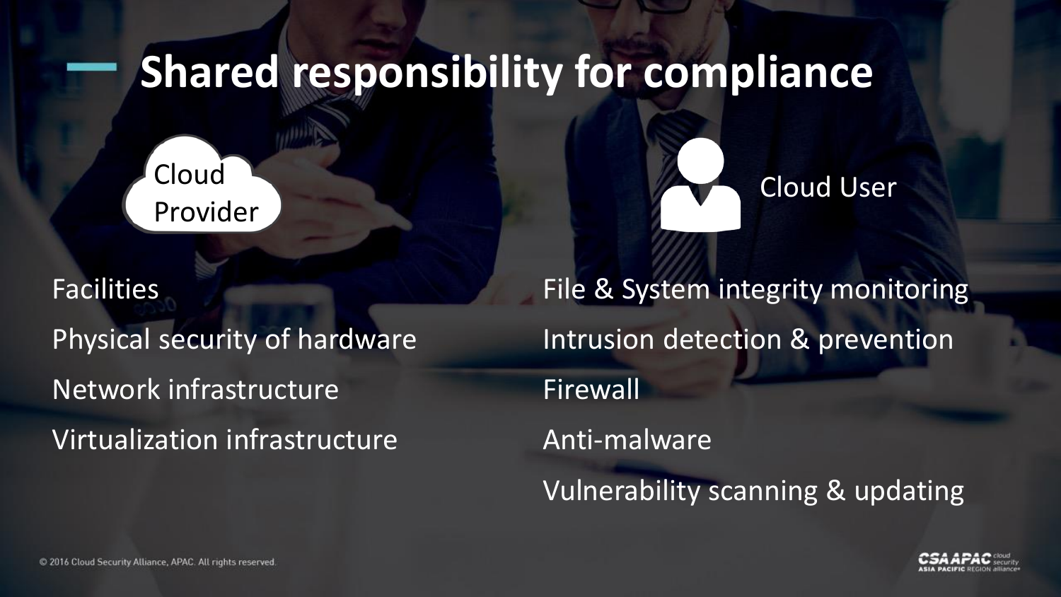# Shared responsibility for compliance

**Cloud Provider**

- Facilities
- Physical security of hardware
- Network infrastructure
- Virtualization infrastructure

**Cloud User**

- File & System integrity monitoring
- Intrusion detection & prevention
- Firewall
- Anti-malware
- Vulnerability scanning & updating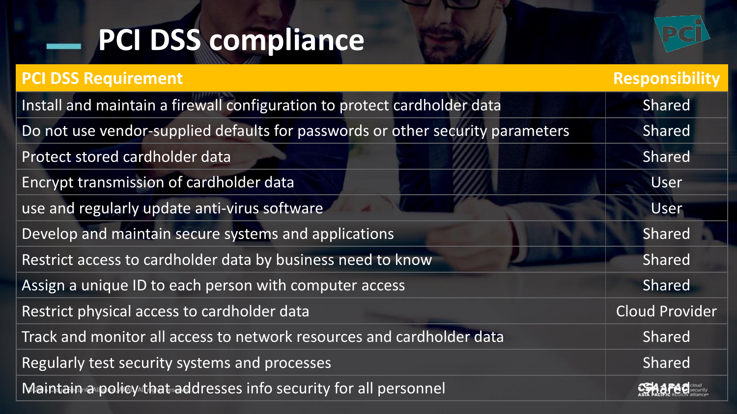# PCI DSS compliance

| PCI DSS Requirement | Responsibility |
|---|---|
| Install and maintain a firewall configuration to protect cardholder data | Shared |
| Do not use vendor-supplied defaults for passwords or other security parameters | Shared |
| Protect stored cardholder data | Shared |
| Encrypt transmission of cardholder data | User |
| use and regularly update anti-virus software | User |
| Develop and maintain secure systems and applications | Shared |
| Restrict access to cardholder data by business need to know | Shared |
| Assign a unique ID to each person with computer access | Shared |
| Restrict physical access to cardholder data | Cloud Provider |
| Track and monitor all access to network resources and cardholder data | Shared |
| Regularly test security systems and processes | Shared |
| Maintain a policy that addresses info security for all personnel | Shared |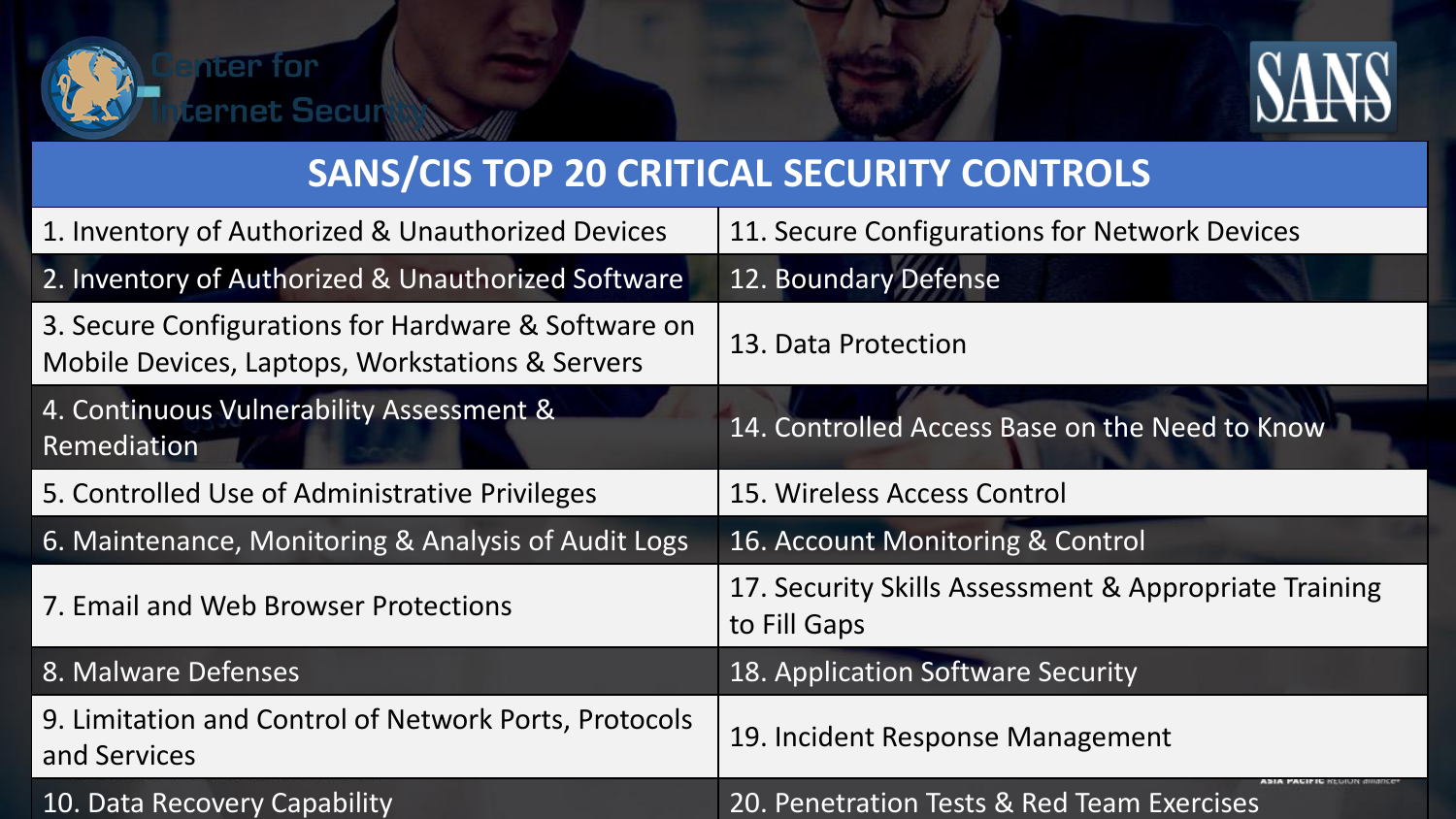# SANS/CIS TOP 20 CRITICAL SECURITY CONTROLS

| | |
|---|---|
| 1. Inventory of Authorized & Unauthorized Devices | 11. Secure Configurations for Network Devices |
| 2. Inventory of Authorized & Unauthorized Software | 12. Boundary Defense |
| 3. Secure Configurations for Hardware & Software on Mobile Devices, Laptops, Workstations & Servers | 13. Data Protection |
| 4. Continuous Vulnerability Assessment & Remediation | 14. Controlled Access Base on the Need to Know |
| 5. Controlled Use of Administrative Privileges | 15. Wireless Access Control |
| 6. Maintenance, Monitoring & Analysis of Audit Logs | 16. Account Monitoring & Control |
| 7. Email and Web Browser Protections | 17. Security Skills Assessment & Appropriate Training to Fill Gaps |
| 8. Malware Defenses | 18. Application Software Security |
| 9. Limitation and Control of Network Ports, Protocols and Services | 19. Incident Response Management |
| 10. Data Recovery Capability | 20. Penetration Tests & Red Team Exercises |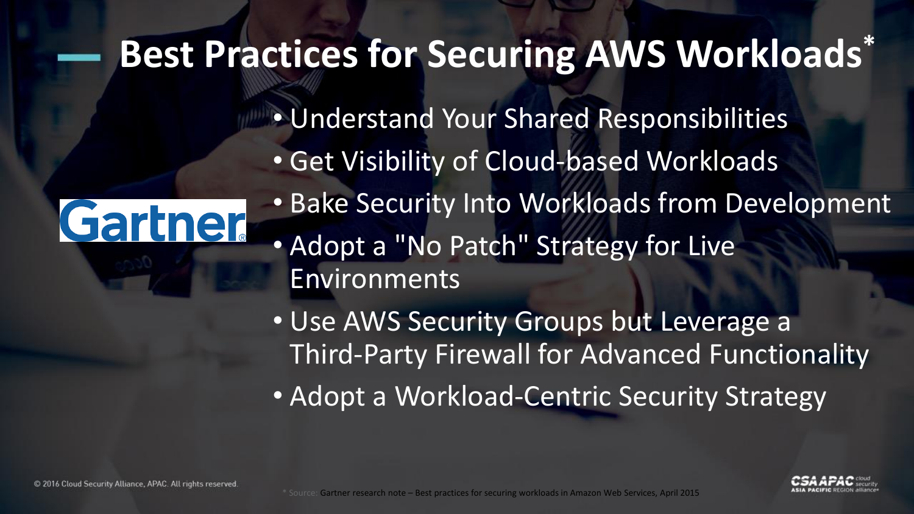# Best Practices for Securing AWS Workloads*

Gartner

- Understand Your Shared Responsibilities
- Get Visibility of Cloud-based Workloads
- Bake Security Into Workloads from Development
- Adopt a "No Patch" Strategy for Live Environments
- Use AWS Security Groups but Leverage a Third-Party Firewall for Advanced Functionality
- Adopt a Workload-Centric Security Strategy

* Source: Gartner research note – Best practices for securing workloads in Amazon Web Services, April 2015

© 2016 Cloud Security Alliance, APAC. All rights reserved.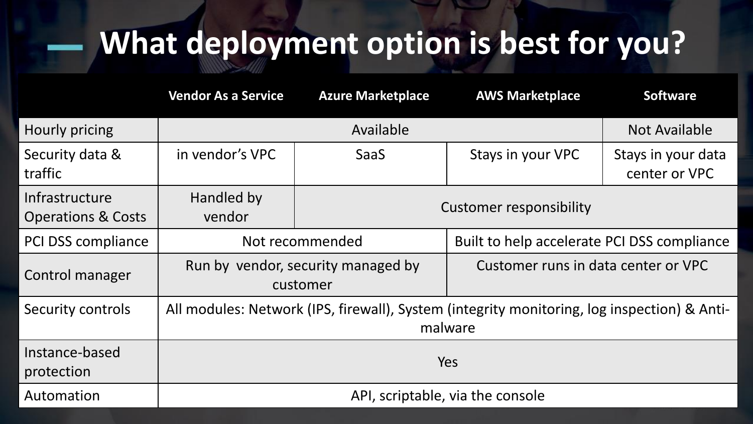# What deployment option is best for you?

| | Vendor As a Service | Azure Marketplace | AWS Marketplace | Software |
|---|---|---|---|---|
| Hourly pricing | Available | | | Not Available |
| Security data & traffic | in vendor's VPC | SaaS | Stays in your VPC | Stays in your data center or VPC |
| Infrastructure Operations & Costs | Handled by vendor | Customer responsibility | | |
| PCI DSS compliance | Not recommended | | Built to help accelerate PCI DSS compliance | |
| Control manager | Run by vendor, security managed by customer | | Customer runs in data center or VPC | |
| Security controls | All modules: Network (IPS, firewall), System (integrity monitoring, log inspection) & Anti-malware | | | |
| Instance-based protection | Yes | | | |
| Automation | API, scriptable, via the console | | | |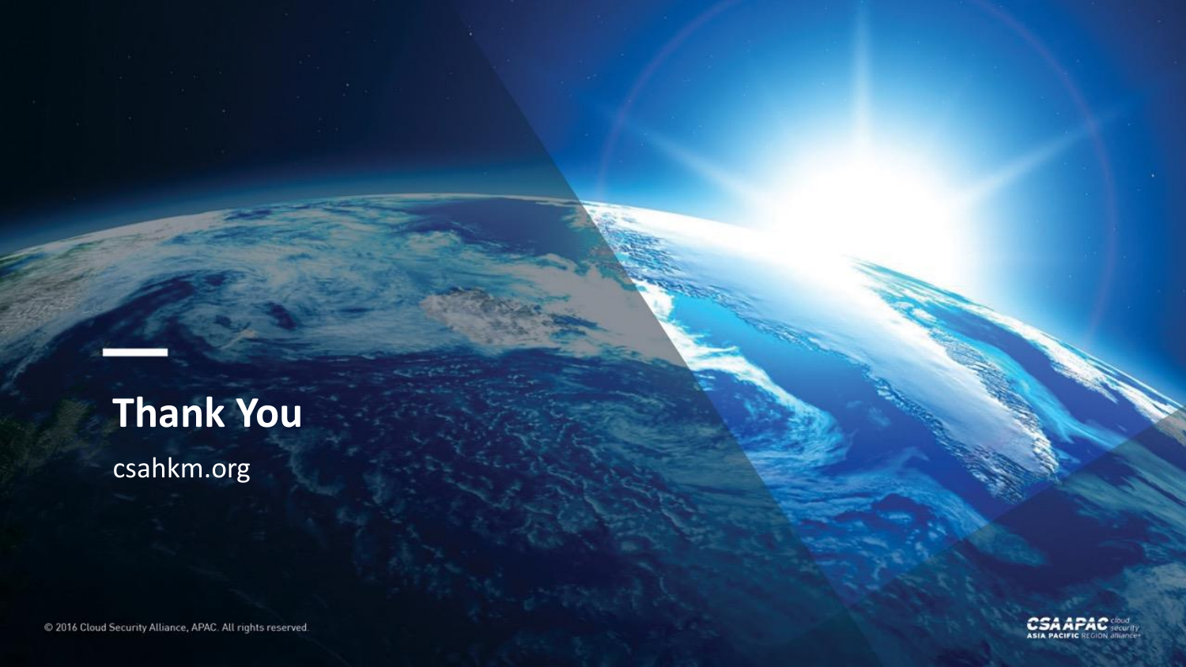# Thank You

csahkm.org